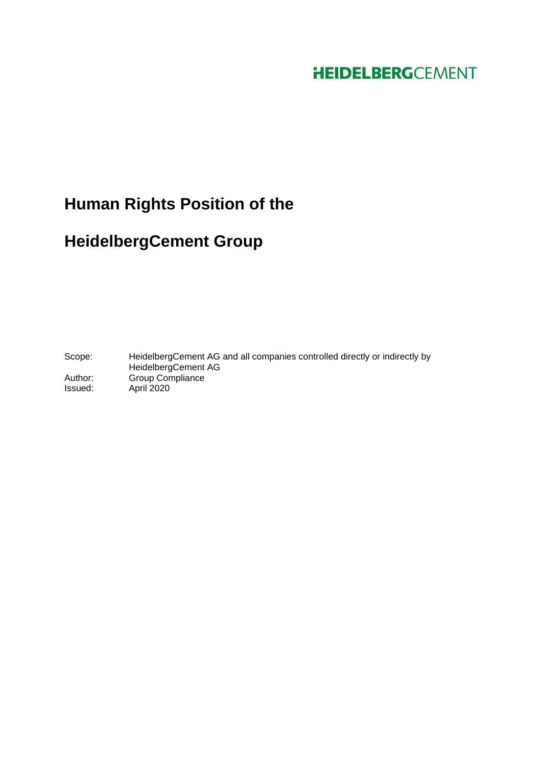HEIDELBERGCEMENT

# Human Rights Position of the HeidelbergCement Group

| | |
|---|---|
| Scope: | HeidelbergCement AG and all companies controlled directly or indirectly by HeidelbergCement AG |
| Author: | Group Compliance |
| Issued: | April 2020 |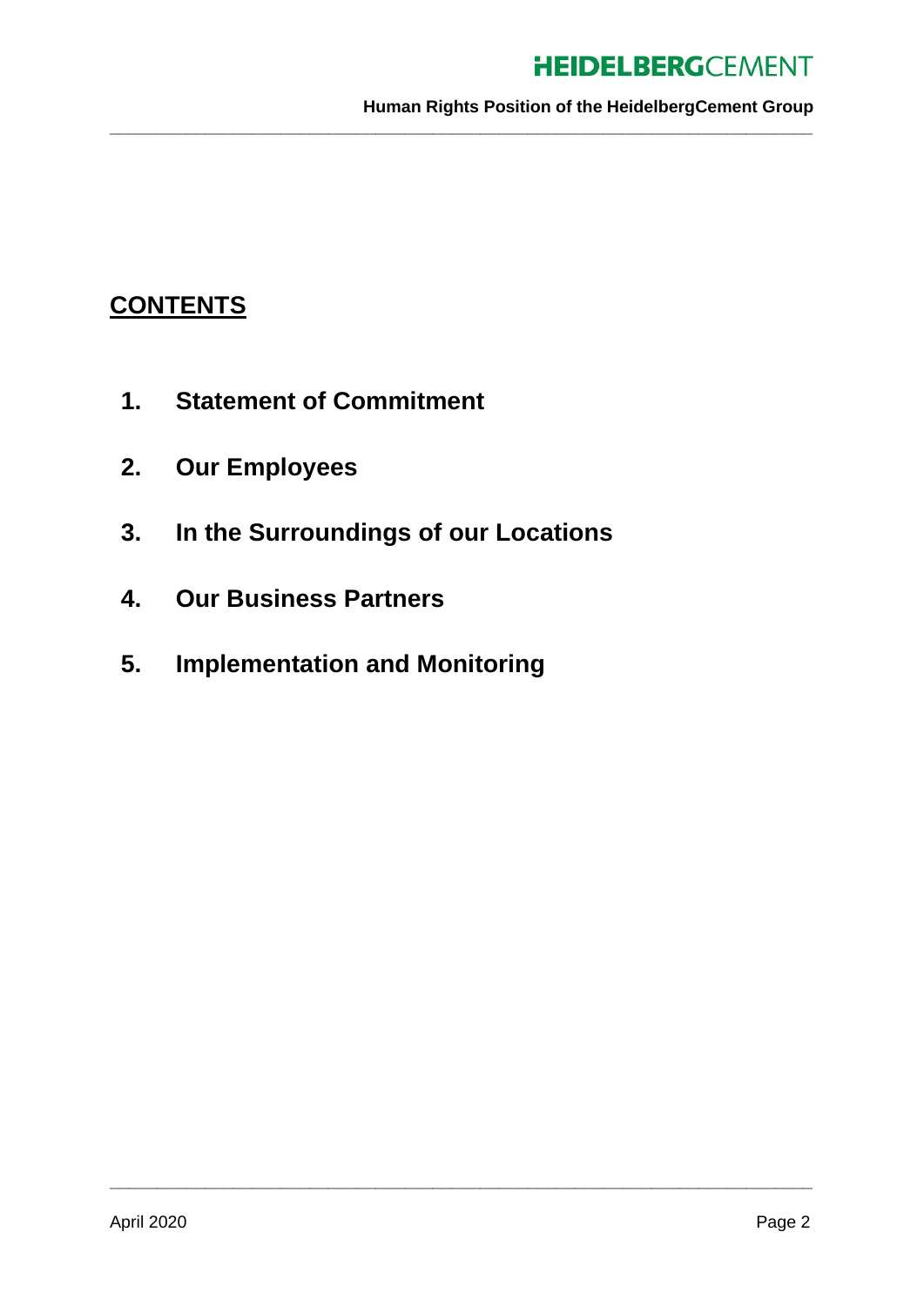## CONTENTS

1. **Statement of Commitment**
2. **Our Employees**
3. **In the Surroundings of our Locations**
4. **Our Business Partners**
5. **Implementation and Monitoring**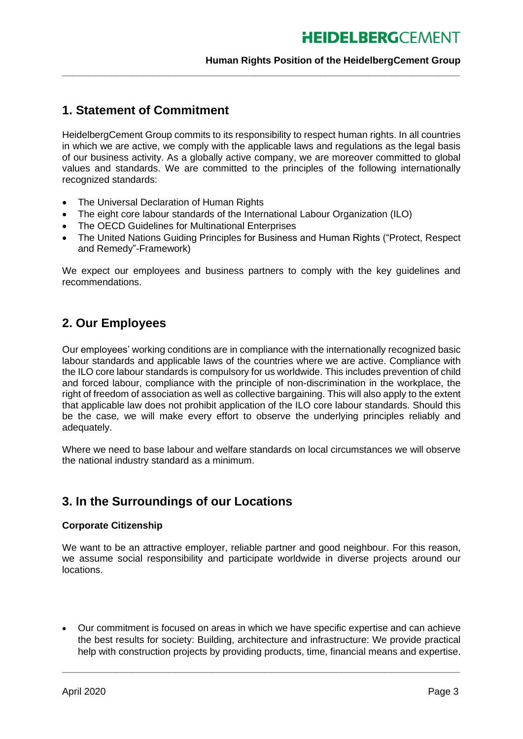## 1. Statement of Commitment

HeidelbergCement Group commits to its responsibility to respect human rights. In all countries in which we are active, we comply with the applicable laws and regulations as the legal basis of our business activity. As a globally active company, we are moreover committed to global values and standards. We are committed to the principles of the following internationally recognized standards:

- The Universal Declaration of Human Rights
- The eight core labour standards of the International Labour Organization (ILO)
- The OECD Guidelines for Multinational Enterprises
- The United Nations Guiding Principles for Business and Human Rights ("Protect, Respect and Remedy"-Framework)

We expect our employees and business partners to comply with the key guidelines and recommendations.

## 2. Our Employees

Our employees' working conditions are in compliance with the internationally recognized basic labour standards and applicable laws of the countries where we are active. Compliance with the ILO core labour standards is compulsory for us worldwide. This includes prevention of child and forced labour, compliance with the principle of non-discrimination in the workplace, the right of freedom of association as well as collective bargaining. This will also apply to the extent that applicable law does not prohibit application of the ILO core labour standards. Should this be the case, we will make every effort to observe the underlying principles reliably and adequately.

Where we need to base labour and welfare standards on local circumstances we will observe the national industry standard as a minimum.

## 3. In the Surroundings of our Locations

**Corporate Citizenship**

We want to be an attractive employer, reliable partner and good neighbour. For this reason, we assume social responsibility and participate worldwide in diverse projects around our locations.

- Our commitment is focused on areas in which we have specific expertise and can achieve the best results for society: Building, architecture and infrastructure: We provide practical help with construction projects by providing products, time, financial means and expertise.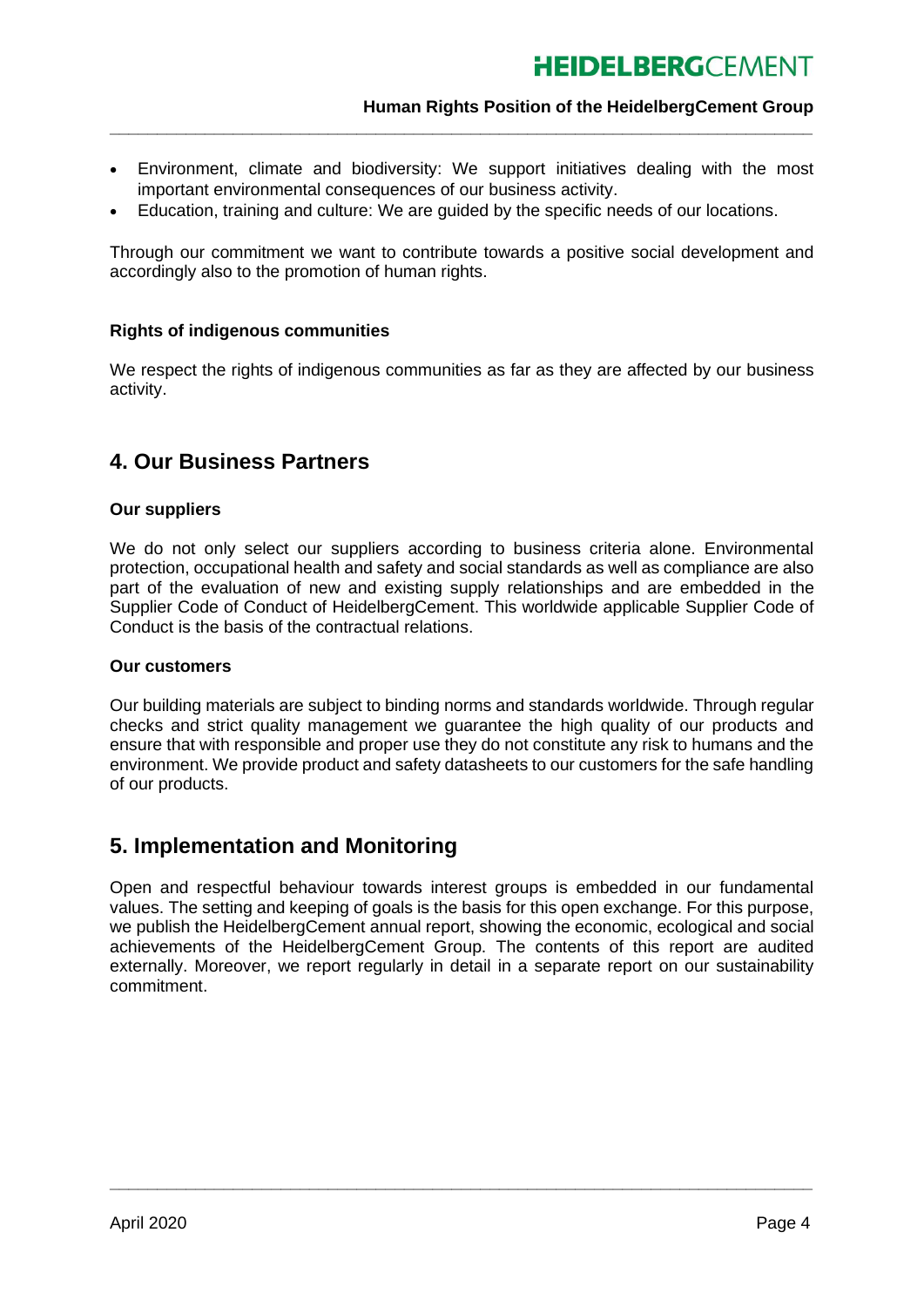- Environment, climate and biodiversity: We support initiatives dealing with the most important environmental consequences of our business activity.
- Education, training and culture: We are guided by the specific needs of our locations.

Through our commitment we want to contribute towards a positive social development and accordingly also to the promotion of human rights.

### Rights of indigenous communities

We respect the rights of indigenous communities as far as they are affected by our business activity.

## 4. Our Business Partners

### Our suppliers

We do not only select our suppliers according to business criteria alone. Environmental protection, occupational health and safety and social standards as well as compliance are also part of the evaluation of new and existing supply relationships and are embedded in the Supplier Code of Conduct of HeidelbergCement. This worldwide applicable Supplier Code of Conduct is the basis of the contractual relations.

### Our customers

Our building materials are subject to binding norms and standards worldwide. Through regular checks and strict quality management we guarantee the high quality of our products and ensure that with responsible and proper use they do not constitute any risk to humans and the environment. We provide product and safety datasheets to our customers for the safe handling of our products.

## 5. Implementation and Monitoring

Open and respectful behaviour towards interest groups is embedded in our fundamental values. The setting and keeping of goals is the basis for this open exchange. For this purpose, we publish the HeidelbergCement annual report, showing the economic, ecological and social achievements of the HeidelbergCement Group. The contents of this report are audited externally. Moreover, we report regularly in detail in a separate report on our sustainability commitment.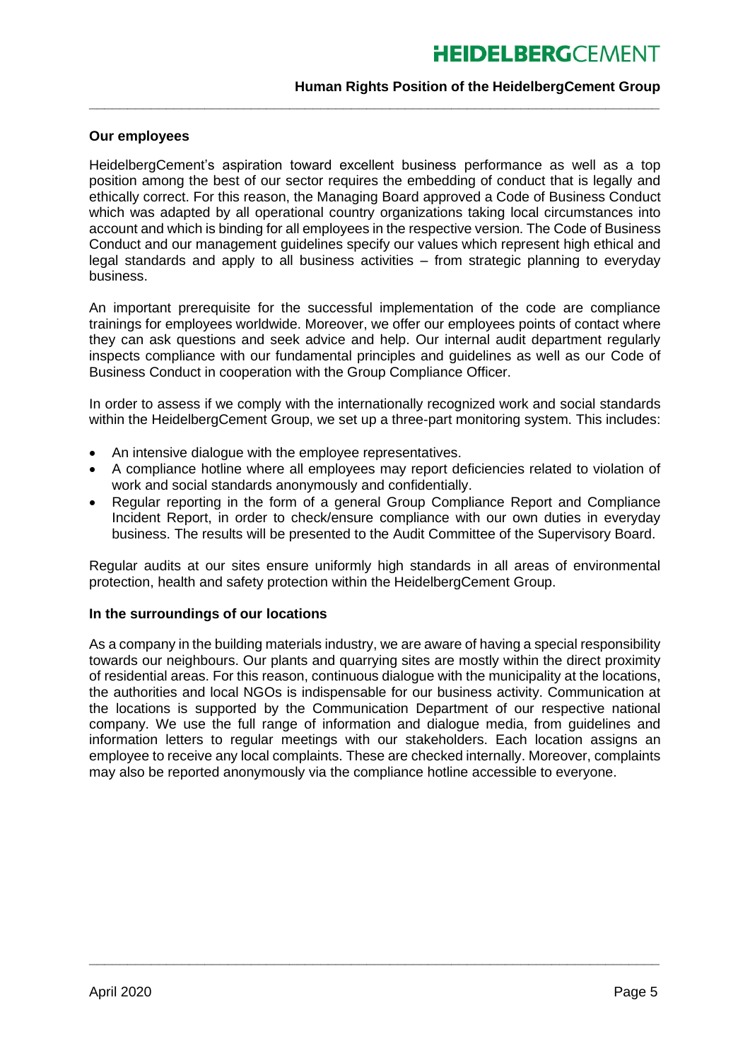## Our employees

HeidelbergCement's aspiration toward excellent business performance as well as a top position among the best of our sector requires the embedding of conduct that is legally and ethically correct. For this reason, the Managing Board approved a Code of Business Conduct which was adapted by all operational country organizations taking local circumstances into account and which is binding for all employees in the respective version. The Code of Business Conduct and our management guidelines specify our values which represent high ethical and legal standards and apply to all business activities – from strategic planning to everyday business.

An important prerequisite for the successful implementation of the code are compliance trainings for employees worldwide. Moreover, we offer our employees points of contact where they can ask questions and seek advice and help. Our internal audit department regularly inspects compliance with our fundamental principles and guidelines as well as our Code of Business Conduct in cooperation with the Group Compliance Officer.

In order to assess if we comply with the internationally recognized work and social standards within the HeidelbergCement Group, we set up a three-part monitoring system. This includes:

- An intensive dialogue with the employee representatives.
- A compliance hotline where all employees may report deficiencies related to violation of work and social standards anonymously and confidentially.
- Regular reporting in the form of a general Group Compliance Report and Compliance Incident Report, in order to check/ensure compliance with our own duties in everyday business. The results will be presented to the Audit Committee of the Supervisory Board.

Regular audits at our sites ensure uniformly high standards in all areas of environmental protection, health and safety protection within the HeidelbergCement Group.

## In the surroundings of our locations

As a company in the building materials industry, we are aware of having a special responsibility towards our neighbours. Our plants and quarrying sites are mostly within the direct proximity of residential areas. For this reason, continuous dialogue with the municipality at the locations, the authorities and local NGOs is indispensable for our business activity. Communication at the locations is supported by the Communication Department of our respective national company. We use the full range of information and dialogue media, from guidelines and information letters to regular meetings with our stakeholders. Each location assigns an employee to receive any local complaints. These are checked internally. Moreover, complaints may also be reported anonymously via the compliance hotline accessible to everyone.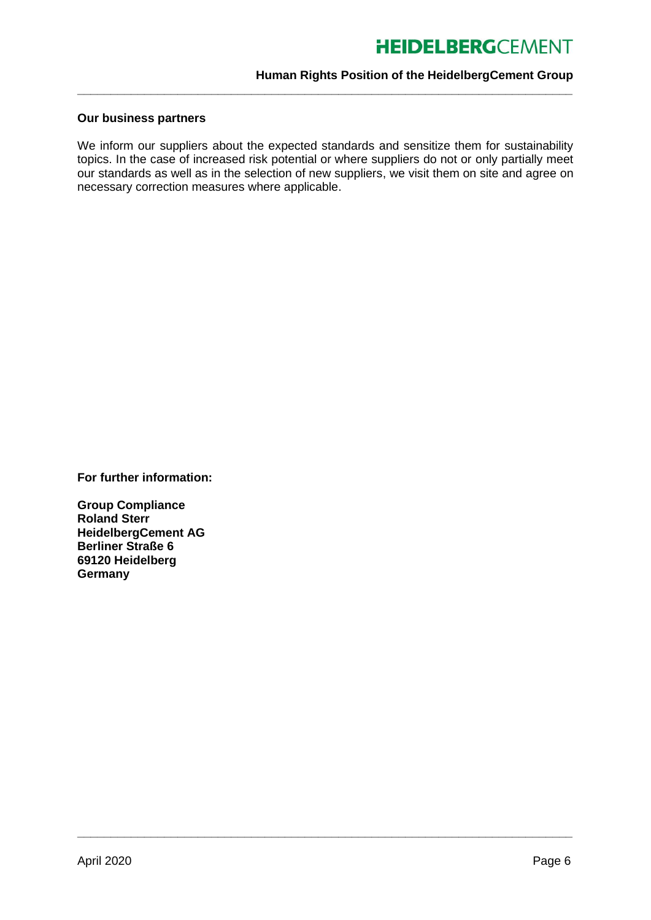**Our business partners**

We inform our suppliers about the expected standards and sensitize them for sustainability topics. In the case of increased risk potential or where suppliers do not or only partially meet our standards as well as in the selection of new suppliers, we visit them on site and agree on necessary correction measures where applicable.

**For further information:**

**Group Compliance**
**Roland Sterr**
**HeidelbergCement AG**
**Berliner Straße 6**
**69120 Heidelberg**
**Germany**